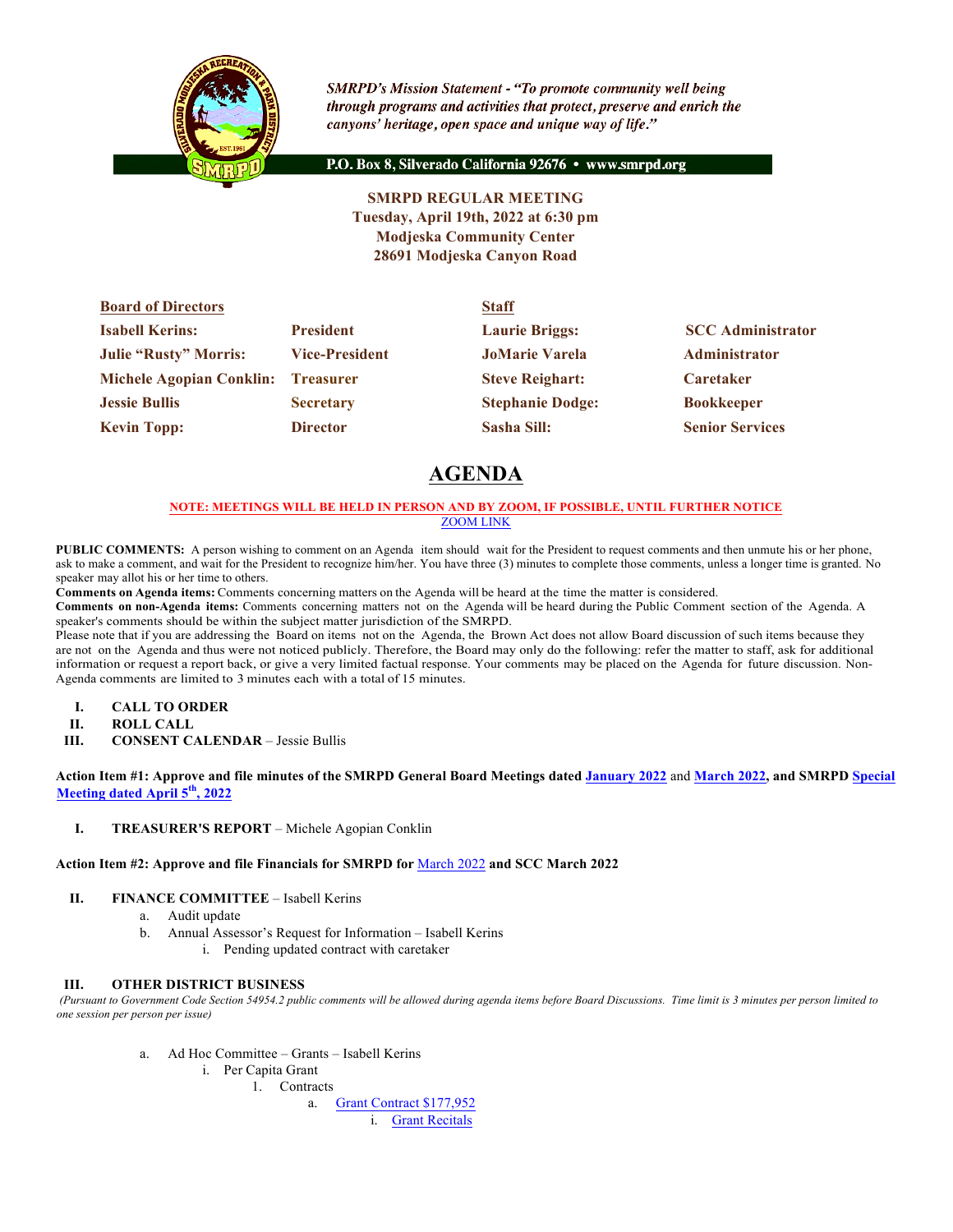*SMRPD's Mission Statement - "To promote community well being through programs and activities that protect, preserve and enrich the canyons' heritage, open space and unique way of life."*

**P.O. Box 8, Silverado California 92676 • www.smrpd.org**

**SMRPD REGULAR MEETING**
**Tuesday, April 19th, 2022 at 6:30 pm**
**Modjeska Community Center**
**28691 Modjeska Canyon Road**

| **Board of Directors** | | **Staff** | |
|---|---|---|---|
| **Isabell Kerins:** | **President** | **Laurie Briggs:** | **SCC Administrator** |
| **Julie "Rusty" Morris:** | **Vice-President** | **JoMarie Varela** | **Administrator** |
| **Michele Agopian Conklin:** | **Treasurer** | **Steve Reighart:** | **Caretaker** |
| **Jessie Bullis** | **Secretary** | **Stephanie Dodge:** | **Bookkeeper** |
| **Kevin Topp:** | **Director** | **Sasha Sill:** | **Senior Services** |

# AGENDA

**NOTE: MEETINGS WILL BE HELD IN PERSON AND BY ZOOM, IF POSSIBLE, UNTIL FURTHER NOTICE**
ZOOM LINK

**PUBLIC COMMENTS:** A person wishing to comment on an Agenda item should wait for the President to request comments and then unmute his or her phone, ask to make a comment, and wait for the President to recognize him/her. You have three (3) minutes to complete those comments, unless a longer time is granted. No speaker may allot his or her time to others.

**Comments on Agenda items:** Comments concerning matters on the Agenda will be heard at the time the matter is considered.

**Comments on non-Agenda items:** Comments concerning matters not on the Agenda will be heard during the Public Comment section of the Agenda. A speaker's comments should be within the subject matter jurisdiction of the SMRPD.

Please note that if you are addressing the Board on items not on the Agenda, the Brown Act does not allow Board discussion of such items because they are not on the Agenda and thus were not noticed publicly. Therefore, the Board may only do the following: refer the matter to staff, ask for additional information or request a report back, or give a very limited factual response. Your comments may be placed on the Agenda for future discussion. Non-Agenda comments are limited to 3 minutes each with a total of 15 minutes.

I. **CALL TO ORDER**
II. **ROLL CALL**
III. **CONSENT CALENDAR** – Jessie Bullis

**Action Item #1: Approve and file minutes of the SMRPD General Board Meetings dated January 2022 and March 2022, and SMRPD Special Meeting dated April 5th, 2022**

I. **TREASURER'S REPORT** – Michele Agopian Conklin

**Action Item #2: Approve and file Financials for SMRPD for March 2022 and SCC March 2022**

II. **FINANCE COMMITTEE** – Isabell Kerins
   a. Audit update
   b. Annual Assessor's Request for Information – Isabell Kerins
      i. Pending updated contract with caretaker

III. **OTHER DISTRICT BUSINESS**
*(Pursuant to Government Code Section 54954.2 public comments will be allowed during agenda items before Board Discussions. Time limit is 3 minutes per person limited to one session per person per issue)*

   a. Ad Hoc Committee – Grants – Isabell Kerins
      i. Per Capita Grant
         1. Contracts
            a. Grant Contract $177,952
               i. Grant Recitals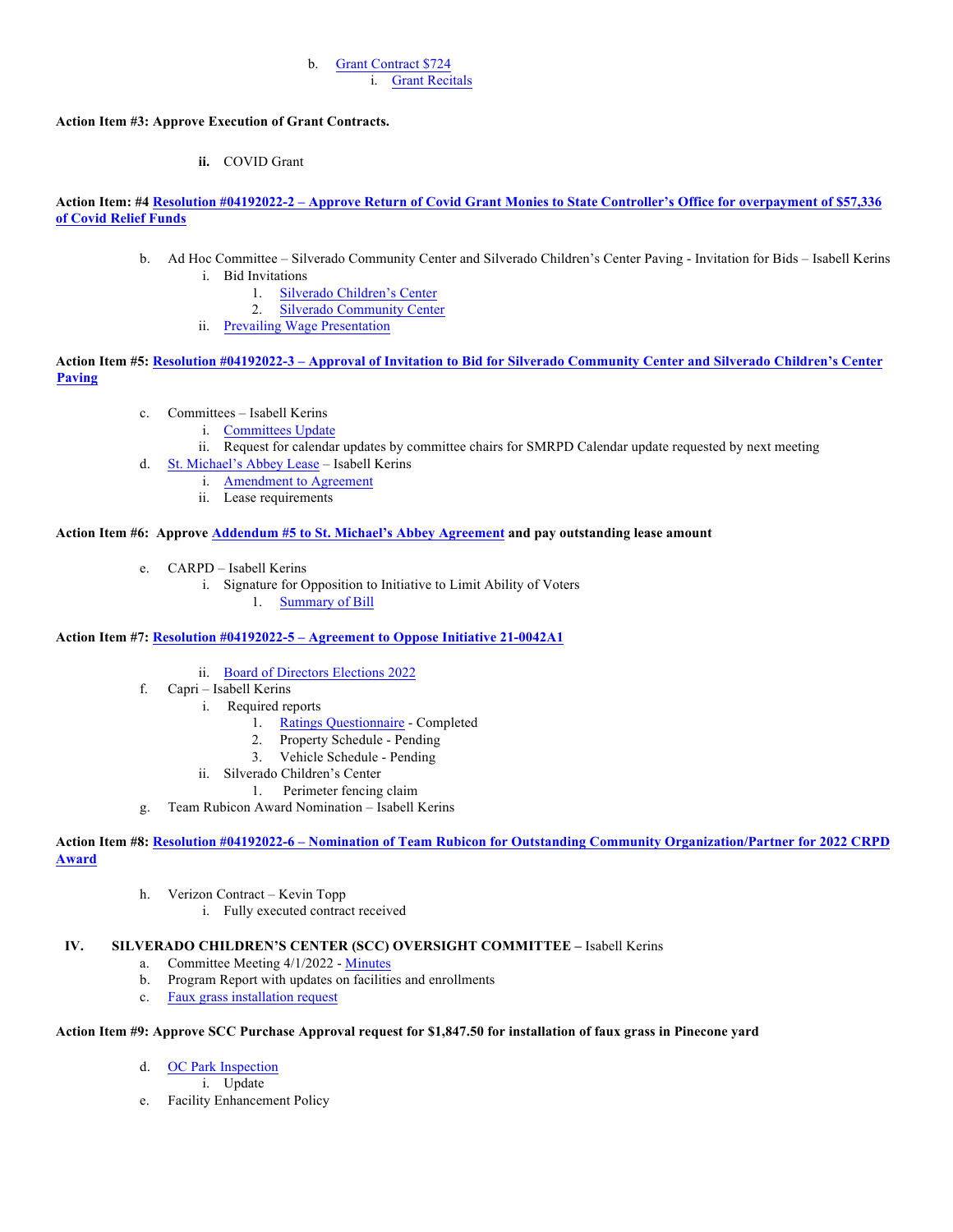b. Grant Contract $724
   i. Grant Recitals

**Action Item #3: Approve Execution of Grant Contracts.**

**ii.** COVID Grant

**Action Item: #4 Resolution #04192022-2 – Approve Return of Covid Grant Monies to State Controller's Office for overpayment of $57,336 of Covid Relief Funds**

b. Ad Hoc Committee – Silverado Community Center and Silverado Children's Center Paving - Invitation for Bids – Isabell Kerins
   i. Bid Invitations
      1. Silverado Children's Center
      2. Silverado Community Center
   ii. Prevailing Wage Presentation

**Action Item #5: Resolution #04192022-3 – Approval of Invitation to Bid for Silverado Community Center and Silverado Children's Center Paving**

c. Committees – Isabell Kerins
   i. Committees Update
   ii. Request for calendar updates by committee chairs for SMRPD Calendar update requested by next meeting
d. St. Michael's Abbey Lease – Isabell Kerins
   i. Amendment to Agreement
   ii. Lease requirements

**Action Item #6: Approve Addendum #5 to St. Michael's Abbey Agreement and pay outstanding lease amount**

e. CARPD – Isabell Kerins
   i. Signature for Opposition to Initiative to Limit Ability of Voters
      1. Summary of Bill

**Action Item #7: Resolution #04192022-5 – Agreement to Oppose Initiative 21-0042A1**

   ii. Board of Directors Elections 2022
f. Capri – Isabell Kerins
   i. Required reports
      1. Ratings Questionnaire - Completed
      2. Property Schedule - Pending
      3. Vehicle Schedule - Pending
   ii. Silverado Children's Center
      1. Perimeter fencing claim
g. Team Rubicon Award Nomination – Isabell Kerins

**Action Item #8: Resolution #04192022-6 – Nomination of Team Rubicon for Outstanding Community Organization/Partner for 2022 CRPD Award**

h. Verizon Contract – Kevin Topp
   i. Fully executed contract received

**IV. SILVERADO CHILDREN'S CENTER (SCC) OVERSIGHT COMMITTEE –** Isabell Kerins

a. Committee Meeting 4/1/2022 - Minutes
b. Program Report with updates on facilities and enrollments
c. Faux grass installation request

**Action Item #9: Approve SCC Purchase Approval request for $1,847.50 for installation of faux grass in Pinecone yard**

d. OC Park Inspection
   i. Update
e. Facility Enhancement Policy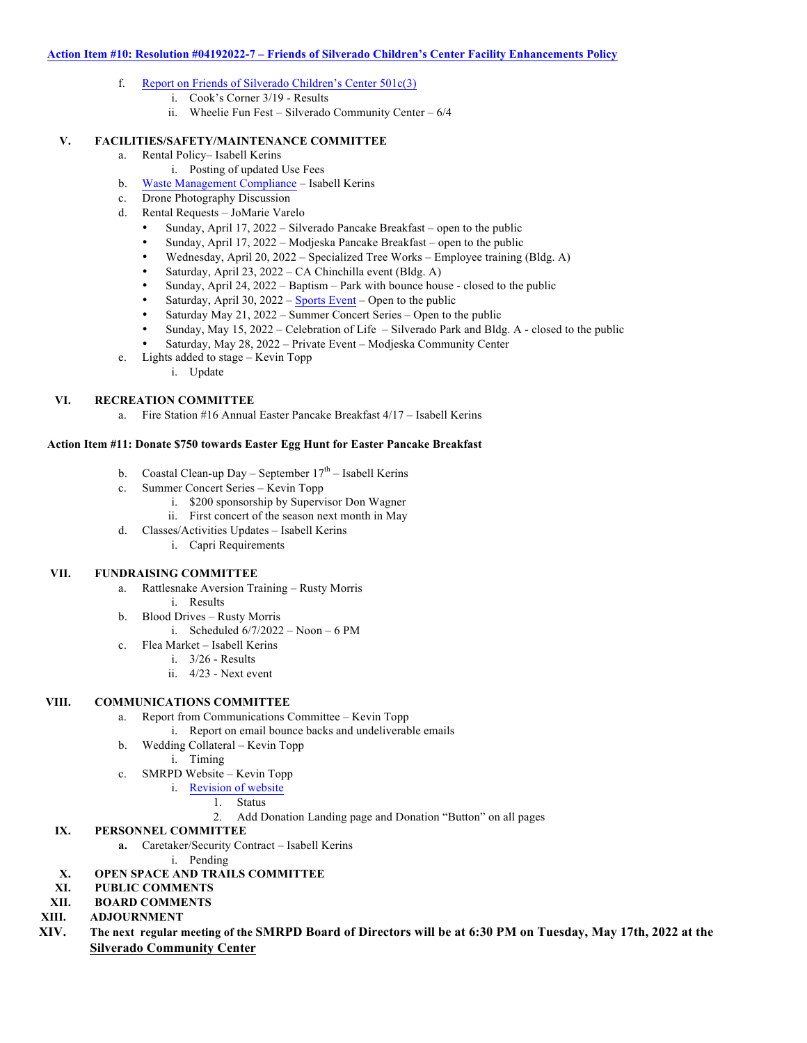**Action Item #10: Resolution #04192022-7 – Friends of Silverado Children's Center Facility Enhancements Policy**

f. Report on Friends of Silverado Children's Center 501c(3)
   i. Cook's Corner 3/19 - Results
   ii. Wheelie Fun Fest – Silverado Community Center – 6/4

**V. FACILITIES/SAFETY/MAINTENANCE COMMITTEE**

a. Rental Policy– Isabell Kerins
   i. Posting of updated Use Fees
b. Waste Management Compliance – Isabell Kerins
c. Drone Photography Discussion
d. Rental Requests – JoMarie Varelo
   - Sunday, April 17, 2022 – Silverado Pancake Breakfast – open to the public
   - Sunday, April 17, 2022 – Modjeska Pancake Breakfast – open to the public
   - Wednesday, April 20, 2022 – Specialized Tree Works – Employee training (Bldg. A)
   - Saturday, April 23, 2022 – CA Chinchilla event (Bldg. A)
   - Sunday, April 24, 2022 – Baptism – Park with bounce house - closed to the public
   - Saturday, April 30, 2022 – Sports Event – Open to the public
   - Saturday May 21, 2022 – Summer Concert Series – Open to the public
   - Sunday, May 15, 2022 – Celebration of Life – Silverado Park and Bldg. A - closed to the public
   - Saturday, May 28, 2022 – Private Event – Modjeska Community Center
e. Lights added to stage – Kevin Topp
   i. Update

**VI. RECREATION COMMITTEE**

a. Fire Station #16 Annual Easter Pancake Breakfast 4/17 – Isabell Kerins

**Action Item #11: Donate $750 towards Easter Egg Hunt for Easter Pancake Breakfast**

b. Coastal Clean-up Day – September 17th – Isabell Kerins
c. Summer Concert Series – Kevin Topp
   i. $200 sponsorship by Supervisor Don Wagner
   ii. First concert of the season next month in May
d. Classes/Activities Updates – Isabell Kerins
   i. Capri Requirements

**VII. FUNDRAISING COMMITTEE**

a. Rattlesnake Aversion Training – Rusty Morris
   i. Results
b. Blood Drives – Rusty Morris
   i. Scheduled 6/7/2022 – Noon – 6 PM
c. Flea Market – Isabell Kerins
   i. 3/26 - Results
   ii. 4/23 - Next event

**VIII. COMMUNICATIONS COMMITTEE**

a. Report from Communications Committee – Kevin Topp
   i. Report on email bounce backs and undeliverable emails
b. Wedding Collateral – Kevin Topp
   i. Timing
c. SMRPD Website – Kevin Topp
   i. Revision of website
      1. Status
      2. Add Donation Landing page and Donation "Button" on all pages

**IX. PERSONNEL COMMITTEE**

**a.** Caretaker/Security Contract – Isabell Kerins
   i. Pending

**X. OPEN SPACE AND TRAILS COMMITTEE**

**XI. PUBLIC COMMENTS**

**XII. BOARD COMMENTS**

**XIII. ADJOURNMENT**

**XIV. The next regular meeting of the SMRPD Board of Directors will be at 6:30 PM on Tuesday, May 17th, 2022 at the Silverado Community Center**